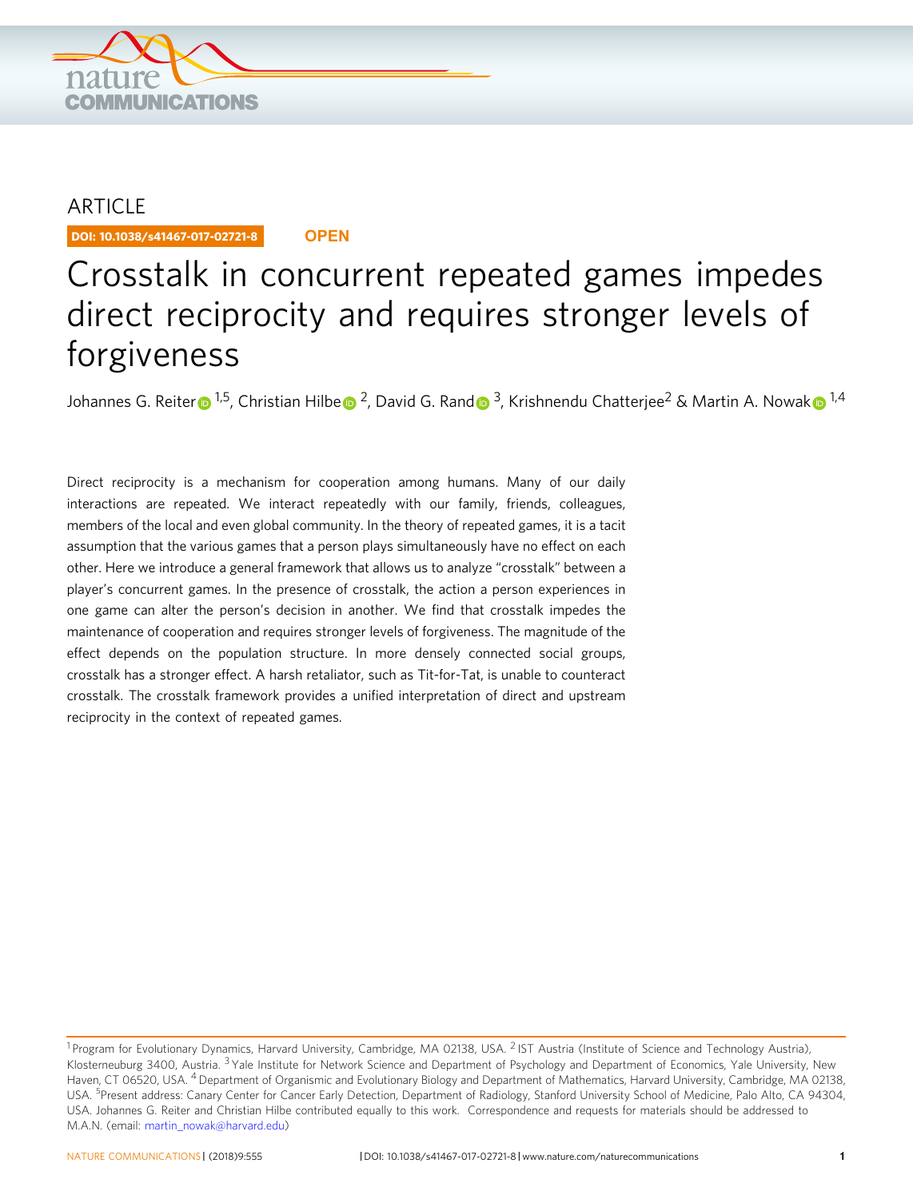ARTICLE

DOI: 10.1038/s41467-017-02721-8 OPEN

# Crosstalk in concurrent repeated games impedes direct reciprocity and requires stronger levels of forgiveness

Johannes G. Reiter [1,5], Christian Hilbe [2], David G. Rand [3], Krishnendu Chatterjee[2] & Martin A. Nowak [1,4]

Direct reciprocity is a mechanism for cooperation among humans. Many of our daily interactions are repeated. We interact repeatedly with our family, friends, colleagues, members of the local and even global community. In the theory of repeated games, it is a tacit assumption that the various games that a person plays simultaneously have no effect on each other. Here we introduce a general framework that allows us to analyze "crosstalk" between a player's concurrent games. In the presence of crosstalk, the action a person experiences in one game can alter the person's decision in another. We find that crosstalk impedes the maintenance of cooperation and requires stronger levels of forgiveness. The magnitude of the effect depends on the population structure. In more densely connected social groups, crosstalk has a stronger effect. A harsh retaliator, such as Tit-for-Tat, is unable to counteract crosstalk. The crosstalk framework provides a unified interpretation of direct and upstream reciprocity in the context of repeated games.

[1] Program for Evolutionary Dynamics, Harvard University, Cambridge, MA 02138, USA. [2] IST Austria (Institute of Science and Technology Austria), Klosterneuburg 3400, Austria. [3] Yale Institute for Network Science and Department of Psychology and Department of Economics, Yale University, New Haven, CT 06520, USA. [4] Department of Organismic and Evolutionary Biology and Department of Mathematics, Harvard University, Cambridge, MA 02138, USA. [5] Present address: Canary Center for Cancer Early Detection, Department of Radiology, Stanford University School of Medicine, Palo Alto, CA 94304, USA. Johannes G. Reiter and Christian Hilbe contributed equally to this work. Correspondence and requests for materials should be addressed to M.A.N. (email: martin_nowak@harvard.edu)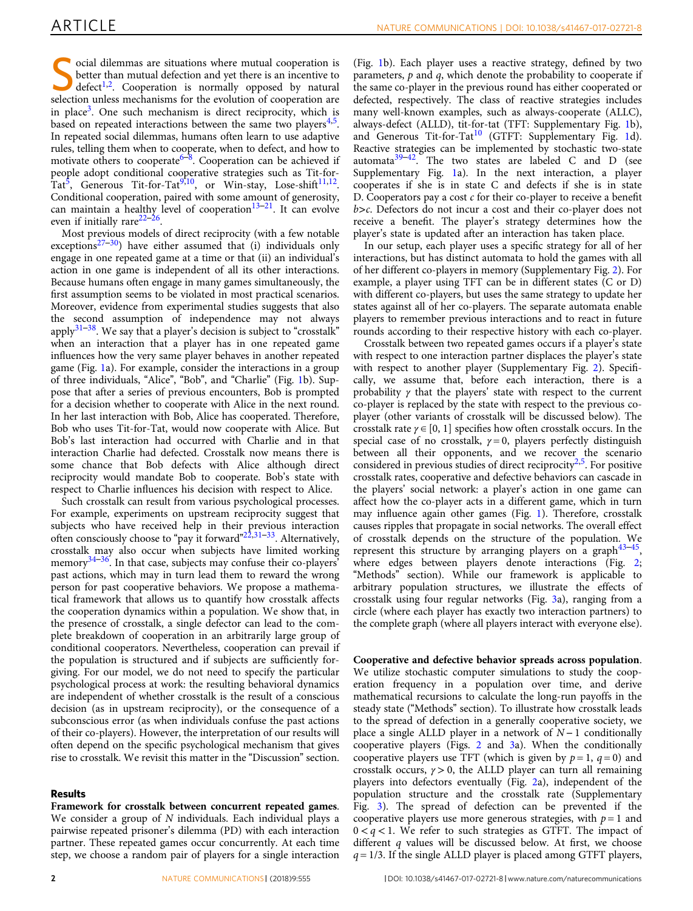Social dilemmas are situations where mutual cooperation is better than mutual defection and yet there is an incentive to defect[1,2]. Cooperation is normally opposed by natural selection unless mechanisms for the evolution of cooperation are in place[3]. One such mechanism is direct reciprocity, which is based on repeated interactions between the same two players[4,5]. In repeated social dilemmas, humans often learn to use adaptive rules, telling them when to cooperate, when to defect, and how to motivate others to cooperate[6–8]. Cooperation can be achieved if people adopt conditional cooperative strategies such as Tit-for-Tat[5], Generous Tit-for-Tat[9,10], or Win-stay, Lose-shift[11,12]. Conditional cooperation, paired with some amount of generosity, can maintain a healthy level of cooperation[13–21]. It can evolve even if initially rare[22–26].

Most previous models of direct reciprocity (with a few notable exceptions[27–30]) have either assumed that (i) individuals only engage in one repeated game at a time or that (ii) an individual's action in one game is independent of all its other interactions. Because humans often engage in many games simultaneously, the first assumption seems to be violated in most practical scenarios. Moreover, evidence from experimental studies suggests that also the second assumption of independence may not always apply[31–38]. We say that a player's decision is subject to "crosstalk" when an interaction that a player has in one repeated game influences how the very same player behaves in another repeated game (Fig. 1a). For example, consider the interactions in a group of three individuals, "Alice", "Bob", and "Charlie" (Fig. 1b). Suppose that after a series of previous encounters, Bob is prompted for a decision whether to cooperate with Alice in the next round. In her last interaction with Bob, Alice has cooperated. Therefore, Bob who uses Tit-for-Tat, would now cooperate with Alice. But Bob's last interaction had occurred with Charlie and in that interaction Charlie had defected. Crosstalk now means there is some chance that Bob defects with Alice although direct reciprocity would mandate Bob to cooperate. Bob's state with respect to Charlie influences his decision with respect to Alice.

Such crosstalk can result from various psychological processes. For example, experiments on upstream reciprocity suggest that subjects who have received help in their previous interaction often consciously choose to "pay it forward"[22,31–33]. Alternatively, crosstalk may also occur when subjects have limited working memory[34–36]. In that case, subjects may confuse their co-players' past actions, which may in turn lead them to reward the wrong person for past cooperative behaviors. We propose a mathematical framework that allows us to quantify how crosstalk affects the cooperation dynamics within a population. We show that, in the presence of crosstalk, a single defector can lead to the complete breakdown of cooperation in an arbitrarily large group of conditional cooperators. Nevertheless, cooperation can prevail if the population is structured and if subjects are sufficiently forgiving. For our model, we do not need to specify the particular psychological process at work: the resulting behavioral dynamics are independent of whether crosstalk is the result of a conscious decision (as in upstream reciprocity), or the consequence of a subconscious error (as when individuals confuse the past actions of their co-players). However, the interpretation of our results will often depend on the specific psychological mechanism that gives rise to crosstalk. We revisit this matter in the "Discussion" section.

## Results

**Framework for crosstalk between concurrent repeated games.** We consider a group of $N$ individuals. Each individual plays a pairwise repeated prisoner's dilemma (PD) with each interaction partner. These repeated games occur concurrently. At each time step, we choose a random pair of players for a single interaction (Fig. 1b). Each player uses a reactive strategy, defined by two parameters, $p$ and $q$, which denote the probability to cooperate if the same co-player in the previous round has either cooperated or defected, respectively. The class of reactive strategies includes many well-known examples, such as always-cooperate (ALLC), always-defect (ALLD), tit-for-tat (TFT: Supplementary Fig. 1b), and Generous Tit-for-Tat[10] (GTFT: Supplementary Fig. 1d). Reactive strategies can be implemented by stochastic two-state automata[39–42]. The two states are labeled C and D (see Supplementary Fig. 1a). In the next interaction, a player cooperates if she is in state C and defects if she is in state D. Cooperators pay a cost $c$ for their co-player to receive a benefit $b>c$. Defectors do not incur a cost and their co-player does not receive a benefit. The player's strategy determines how the player's state is updated after an interaction has taken place.

In our setup, each player uses a specific strategy for all of her interactions, but has distinct automata to hold the games with all of her different co-players in memory (Supplementary Fig. 2). For example, a player using TFT can be in different states (C or D) with different co-players, but uses the same strategy to update her states against all of her co-players. The separate automata enable players to remember previous interactions and to react in future rounds according to their respective history with each co-player.

Crosstalk between two repeated games occurs if a player's state with respect to one interaction partner displaces the player's state with respect to another player (Supplementary Fig. 2). Specifically, we assume that, before each interaction, there is a probability $\gamma$ that the players' state with respect to the current co-player is replaced by the state with respect to the previous co-player (other variants of crosstalk will be discussed below). The crosstalk rate $\gamma \in [0, 1]$ specifies how often crosstalk occurs. In the special case of no crosstalk, $\gamma = 0$, players perfectly distinguish between all their opponents, and we recover the scenario considered in previous studies of direct reciprocity[2,5]. For positive crosstalk rates, cooperative and defective behaviors can cascade in the players' social network: a player's action in one game can affect how the co-player acts in a different game, which in turn may influence again other games (Fig. 1). Therefore, crosstalk causes ripples that propagate in social networks. The overall effect of crosstalk depends on the structure of the population. We represent this structure by arranging players on a graph[43–45], where edges between players denote interactions (Fig. 2; "Methods" section). While our framework is applicable to arbitrary population structures, we illustrate the effects of crosstalk using four regular networks (Fig. 3a), ranging from a circle (where each player has exactly two interaction partners) to the complete graph (where all players interact with everyone else).

**Cooperative and defective behavior spreads across population.** We utilize stochastic computer simulations to study the cooperation frequency in a population over time, and derive mathematical recursions to calculate the long-run payoffs in the steady state ("Methods" section). To illustrate how crosstalk leads to the spread of defection in a generally cooperative society, we place a single ALLD player in a network of $N-1$ conditionally cooperative players (Figs. 2 and 3a). When the conditionally cooperative players use TFT (which is given by $p=1$, $q=0$) and crosstalk occurs, $\gamma > 0$, the ALLD player can turn all remaining players into defectors eventually (Fig. 2a), independent of the population structure and the crosstalk rate (Supplementary Fig. 3). The spread of defection can be prevented if the cooperative players use more generous strategies, with $p=1$ and $0 < q < 1$. We refer to such strategies as GTFT. The impact of different $q$ values will be discussed below. At first, we choose $q = 1/3$. If the single ALLD player is placed among GTFT players,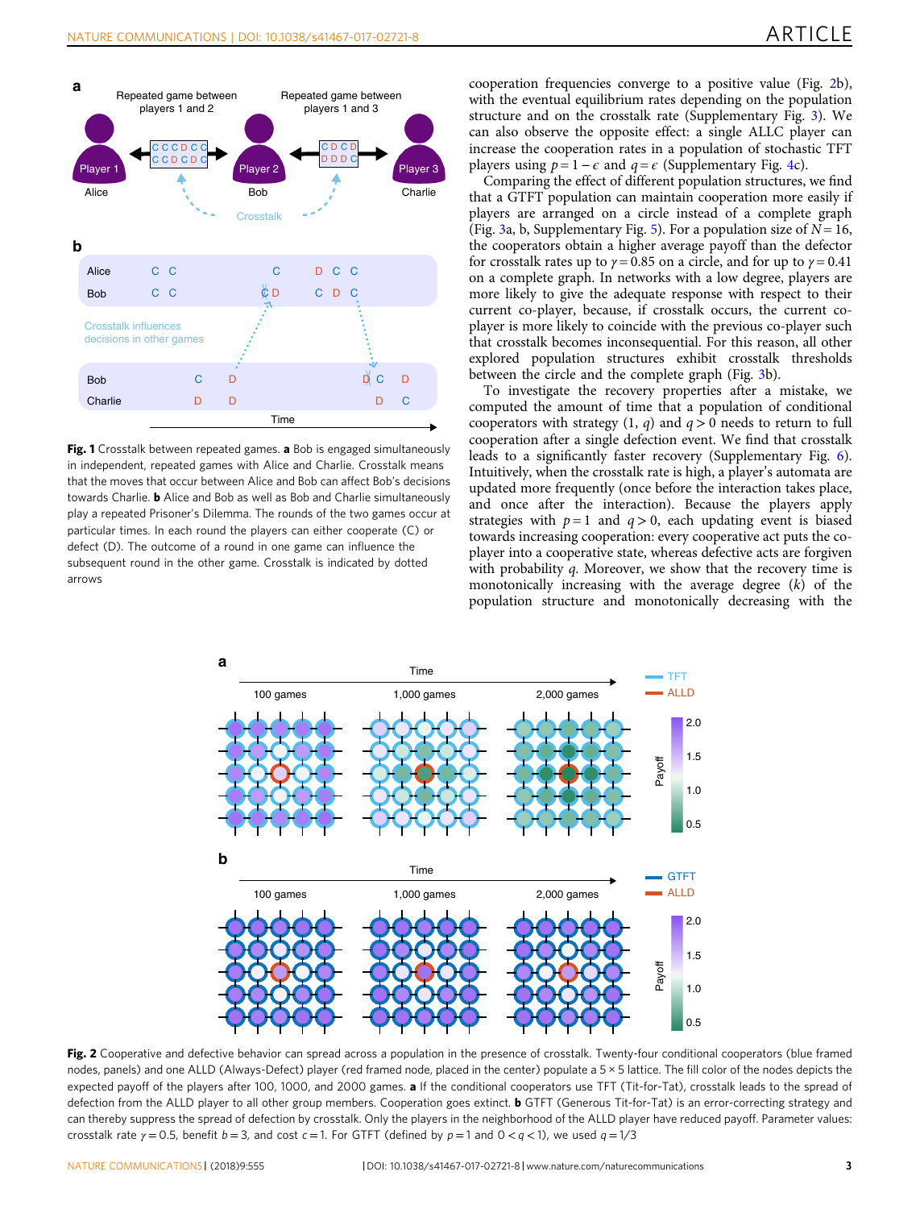cooperation frequencies converge to a positive value (Fig. 2b), with the eventual equilibrium rates depending on the population structure and on the crosstalk rate (Supplementary Fig. 3). We can also observe the opposite effect: a single ALLC player can increase the cooperation rates in a population of stochastic TFT players using $p = 1 - \epsilon$ and $q = \epsilon$ (Supplementary Fig. 4c).

Comparing the effect of different population structures, we find that a GTFT population can maintain cooperation more easily if players are arranged on a circle instead of a complete graph (Fig. 3a, b, Supplementary Fig. 5). For a population size of $N = 16$, the cooperators obtain a higher average payoff than the defector for crosstalk rates up to $\gamma = 0.85$ on a circle, and for up to $\gamma = 0.41$ on a complete graph. In networks with a low degree, players are more likely to give the adequate response with respect to their current co-player, because, if crosstalk occurs, the current co-player is more likely to coincide with the previous co-player such that crosstalk becomes inconsequential. For this reason, all other explored population structures exhibit crosstalk thresholds between the circle and the complete graph (Fig. 3b).

To investigate the recovery properties after a mistake, we computed the amount of time that a population of conditional cooperators with strategy $(1, q)$ and $q > 0$ needs to return to full cooperation after a single defection event. We find that crosstalk leads to a significantly faster recovery (Supplementary Fig. 6). Intuitively, when the crosstalk rate is high, a player's automata are updated more frequently (once before the interaction takes place, and once after the interaction). Because the players apply strategies with $p = 1$ and $q > 0$, each updating event is biased towards increasing cooperation: every cooperative act puts the co-player into a cooperative state, whereas defective acts are forgiven with probability $q$. Moreover, we show that the recovery time is monotonically increasing with the average degree $\langle k \rangle$ of the population structure and monotonically decreasing with the

**Fig. 1** Crosstalk between repeated games. **a** Bob is engaged simultaneously in independent, repeated games with Alice and Charlie. Crosstalk means that the moves that occur between Alice and Bob can affect Bob's decisions towards Charlie. **b** Alice and Bob as well as Bob and Charlie simultaneously play a repeated Prisoner's Dilemma. The rounds of the two games occur at particular times. In each round the players can either cooperate (C) or defect (D). The outcome of a round in one game can influence the subsequent round in the other game. Crosstalk is indicated by dotted arrows

**Fig. 2** Cooperative and defective behavior can spread across a population in the presence of crosstalk. Twenty-four conditional cooperators (blue framed nodes, panels) and one ALLD (Always-Defect) player (red framed node, placed in the center) populate a 5 × 5 lattice. The fill color of the nodes depicts the expected payoff of the players after 100, 1000, and 2000 games. **a** If the conditional cooperators use TFT (Tit-for-Tat), crosstalk leads to the spread of defection from the ALLD player to all other group members. Cooperation goes extinct. **b** GTFT (Generous Tit-for-Tat) is an error-correcting strategy and can thereby suppress the spread of defection by crosstalk. Only the players in the neighborhood of the ALLD player have reduced payoff. Parameter values: crosstalk rate $\gamma = 0.5$, benefit $b = 3$, and cost $c = 1$. For GTFT (defined by $p = 1$ and $0 < q < 1$), we used $q = 1/3$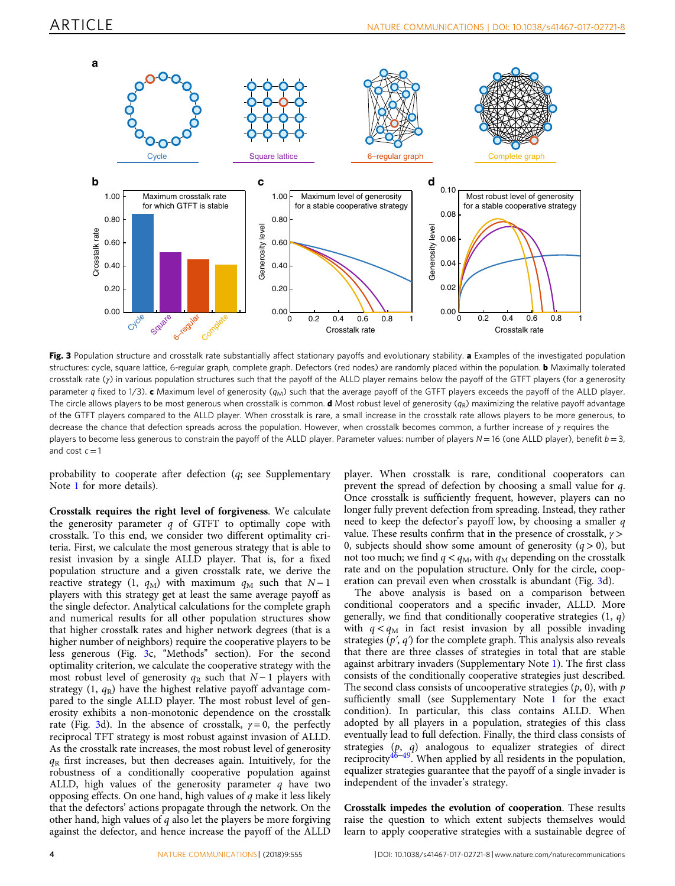**Fig. 3** Population structure and crosstalk rate substantially affect stationary payoffs and evolutionary stability. **a** Examples of the investigated population structures: cycle, square lattice, 6-regular graph, complete graph. Defectors (red nodes) are randomly placed within the population. **b** Maximally tolerated crosstalk rate ($\gamma$) in various population structures such that the payoff of the ALLD player remains below the payoff of the GTFT players (for a generosity parameter $q$ fixed to 1/3). **c** Maximum level of generosity ($q_M$) such that the average payoff of the GTFT players exceeds the payoff of the ALLD player. The circle allows players to be most generous when crosstalk is common. **d** Most robust level of generosity ($q_R$) maximizing the relative payoff advantage of the GTFT players compared to the ALLD player. When crosstalk is rare, a small increase in the crosstalk rate allows players to be more generous, to decrease the chance that defection spreads across the population. However, when crosstalk becomes common, a further increase of $\gamma$ requires the players to become less generous to constrain the payoff of the ALLD player. Parameter values: number of players $N = 16$ (one ALLD player), benefit $b = 3$, and cost $c = 1$

probability to cooperate after defection ($q$; see Supplementary Note 1 for more details).

**Crosstalk requires the right level of forgiveness**. We calculate the generosity parameter $q$ of GTFT to optimally cope with crosstalk. To this end, we consider two different optimality criteria. First, we calculate the most generous strategy that is able to resist invasion by a single ALLD player. That is, for a fixed population structure and a given crosstalk rate, we derive the reactive strategy $(1, q_M)$ with maximum $q_M$ such that $N - 1$ players with this strategy get at least the same average payoff as the single defector. Analytical calculations for the complete graph and numerical results for all other population structures show that higher crosstalk rates and higher network degrees (that is a higher number of neighbors) require the cooperative players to be less generous (Fig. 3c, "Methods" section). For the second optimality criterion, we calculate the cooperative strategy with the most robust level of generosity $q_R$ such that $N - 1$ players with strategy $(1, q_R)$ have the highest relative payoff advantage compared to the single ALLD player. The most robust level of generosity exhibits a non-monotonic dependence on the crosstalk rate (Fig. 3d). In the absence of crosstalk, $\gamma = 0$, the perfectly reciprocal TFT strategy is most robust against invasion of ALLD. As the crosstalk rate increases, the most robust level of generosity $q_R$ first increases, but then decreases again. Intuitively, for the robustness of a conditionally cooperative population against ALLD, high values of the generosity parameter $q$ have two opposing effects. On one hand, high values of $q$ make it less likely that the defectors' actions propagate through the network. On the other hand, high values of $q$ also let the players be more forgiving against the defector, and hence increase the payoff of the ALLD player. When crosstalk is rare, conditional cooperators can prevent the spread of defection by choosing a small value for $q$. Once crosstalk is sufficiently frequent, however, players can no longer fully prevent defection from spreading. Instead, they rather need to keep the defector's payoff low, by choosing a smaller $q$ value. These results confirm that in the presence of crosstalk, $\gamma > 0$, subjects should show some amount of generosity ($q > 0$), but not too much; we find $q < q_M$, with $q_M$ depending on the crosstalk rate and on the population structure. Only for the circle, cooperation can prevail even when crosstalk is abundant (Fig. 3d).

The above analysis is based on a comparison between conditional cooperators and a specific invader, ALLD. More generally, we find that conditionally cooperative strategies $(1, q)$ with $q < q_M$ in fact resist invasion by all possible invading strategies $(p', q')$ for the complete graph. This analysis also reveals that there are three classes of strategies in total that are stable against arbitrary invaders (Supplementary Note 1). The first class consists of the conditionally cooperative strategies just described. The second class consists of uncooperative strategies $(p, 0)$, with $p$ sufficiently small (see Supplementary Note 1 for the exact condition). In particular, this class contains ALLD. When adopted by all players in a population, strategies of this class eventually lead to full defection. Finally, the third class consists of strategies $(p, q)$ analogous to equalizer strategies of direct reciprocity[46–49]. When applied by all residents in the population, equalizer strategies guarantee that the payoff of a single invader is independent of the invader's strategy.

**Crosstalk impedes the evolution of cooperation**. These results raise the question to which extent subjects themselves would learn to apply cooperative strategies with a sustainable degree of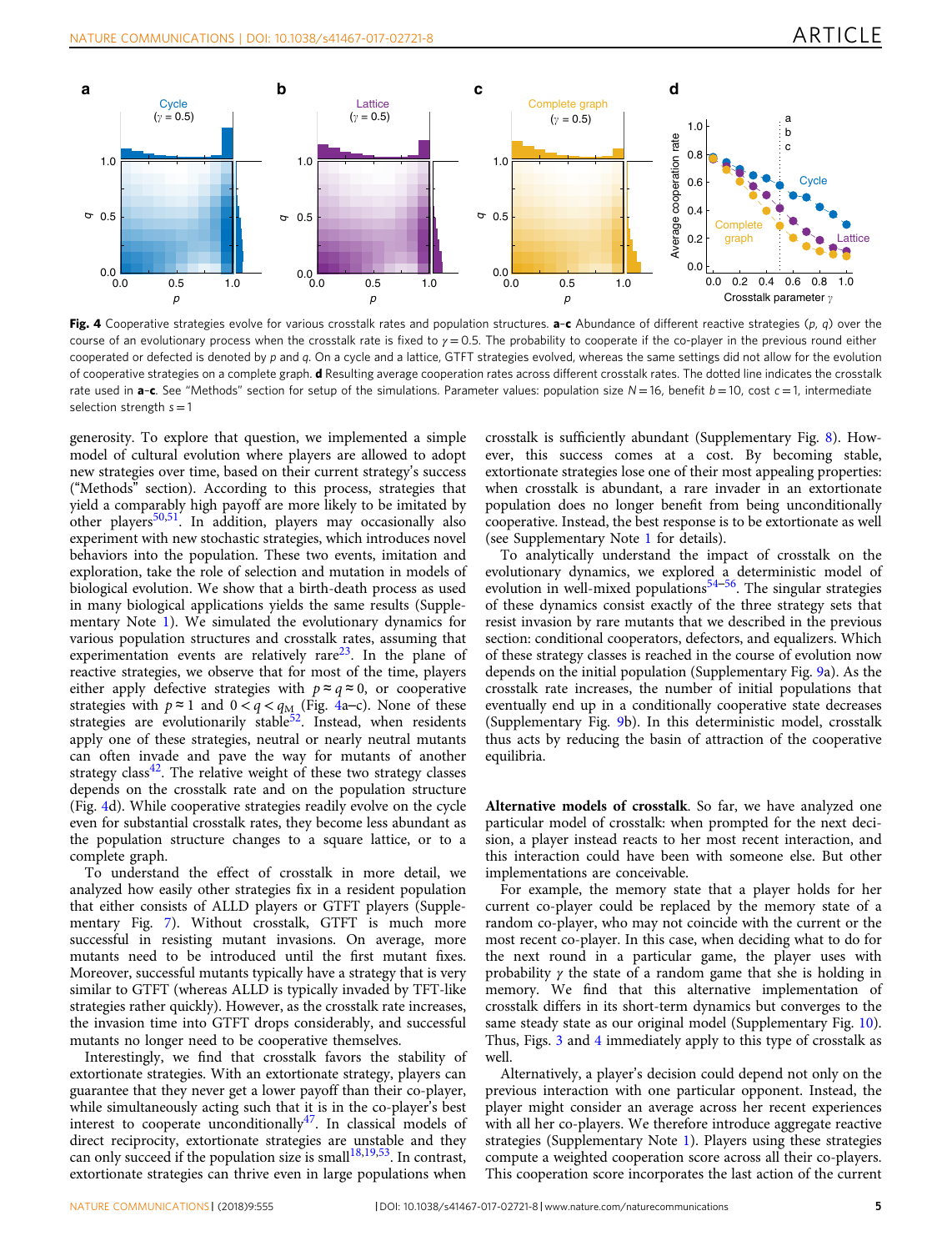**Fig. 4** Cooperative strategies evolve for various crosstalk rates and population structures. **a–c** Abundance of different reactive strategies ($p$, $q$) over the course of an evolutionary process when the crosstalk rate is fixed to $\gamma = 0.5$. The probability to cooperate if the co-player in the previous round either cooperated or defected is denoted by $p$ and $q$. On a cycle and a lattice, GTFT strategies evolved, whereas the same settings did not allow for the evolution of cooperative strategies on a complete graph. **d** Resulting average cooperation rates across different crosstalk rates. The dotted line indicates the crosstalk rate used in **a–c**. See "Methods" section for setup of the simulations. Parameter values: population size $N = 16$, benefit $b = 10$, cost $c = 1$, intermediate selection strength $s = 1$

generosity. To explore that question, we implemented a simple model of cultural evolution where players are allowed to adopt new strategies over time, based on their current strategy's success ("Methods" section). According to this process, strategies that yield a comparably high payoff are more likely to be imitated by other players[50,51]. In addition, players may occasionally also experiment with new stochastic strategies, which introduces novel behaviors into the population. These two events, imitation and exploration, take the role of selection and mutation in models of biological evolution. We show that a birth-death process as used in many biological applications yields the same results (Supplementary Note 1). We simulated the evolutionary dynamics for various population structures and crosstalk rates, assuming that experimentation events are relatively rare[23]. In the plane of reactive strategies, we observe that for most of the time, players either apply defective strategies with $p \approx q \approx 0$, or cooperative strategies with $p \approx 1$ and $0 < q < q_{\mathrm{M}}$ (Fig. 4a–c). None of these strategies are evolutionarily stable[52]. Instead, when residents apply one of these strategies, neutral or nearly neutral mutants can often invade and pave the way for mutants of another strategy class[42]. The relative weight of these two strategy classes depends on the crosstalk rate and on the population structure (Fig. 4d). While cooperative strategies readily evolve on the cycle even for substantial crosstalk rates, they become less abundant as the population structure changes to a square lattice, or to a complete graph.

To understand the effect of crosstalk in more detail, we analyzed how easily other strategies fix in a resident population that either consists of ALLD players or GTFT players (Supplementary Fig. 7). Without crosstalk, GTFT is much more successful in resisting mutant invasions. On average, more mutants need to be introduced until the first mutant fixes. Moreover, successful mutants typically have a strategy that is very similar to GTFT (whereas ALLD is typically invaded by TFT-like strategies rather quickly). However, as the crosstalk rate increases, the invasion time into GTFT drops considerably, and successful mutants no longer need to be cooperative themselves.

Interestingly, we find that crosstalk favors the stability of extortionate strategies. With an extortionate strategy, players can guarantee that they never get a lower payoff than their co-player, while simultaneously acting such that it is in the co-player's best interest to cooperate unconditionally[47]. In classical models of direct reciprocity, extortionate strategies are unstable and they can only succeed if the population size is small[18,19,53]. In contrast, extortionate strategies can thrive even in large populations when crosstalk is sufficiently abundant (Supplementary Fig. 8). However, this success comes at a cost. By becoming stable, extortionate strategies lose one of their most appealing properties: when crosstalk is abundant, a rare invader in an extortionate population does no longer benefit from being unconditionally cooperative. Instead, the best response is to be extortionate as well (see Supplementary Note 1 for details).

To analytically understand the impact of crosstalk on the evolutionary dynamics, we explored a deterministic model of evolution in well-mixed populations[54–56]. The singular strategies of these dynamics consist exactly of the three strategy sets that resist invasion by rare mutants that we described in the previous section: conditional cooperators, defectors, and equalizers. Which of these strategy classes is reached in the course of evolution now depends on the initial population (Supplementary Fig. 9a). As the crosstalk rate increases, the number of initial populations that eventually end up in a conditionally cooperative state decreases (Supplementary Fig. 9b). In this deterministic model, crosstalk thus acts by reducing the basin of attraction of the cooperative equilibria.

**Alternative models of crosstalk**. So far, we have analyzed one particular model of crosstalk: when prompted for the next decision, a player instead reacts to her most recent interaction, and this interaction could have been with someone else. But other implementations are conceivable.

For example, the memory state that a player holds for her current co-player could be replaced by the memory state of a random co-player, who may not coincide with the current or the most recent co-player. In this case, when deciding what to do for the next round in a particular game, the player uses with probability $\gamma$ the state of a random game that she is holding in memory. We find that this alternative implementation of crosstalk differs in its short-term dynamics but converges to the same steady state as our original model (Supplementary Fig. 10). Thus, Figs. 3 and 4 immediately apply to this type of crosstalk as well.

Alternatively, a player's decision could depend not only on the previous interaction with one particular opponent. Instead, the player might consider an average across her recent experiences with all her co-players. We therefore introduce aggregate reactive strategies (Supplementary Note 1). Players using these strategies compute a weighted cooperation score across all their co-players. This cooperation score incorporates the last action of the current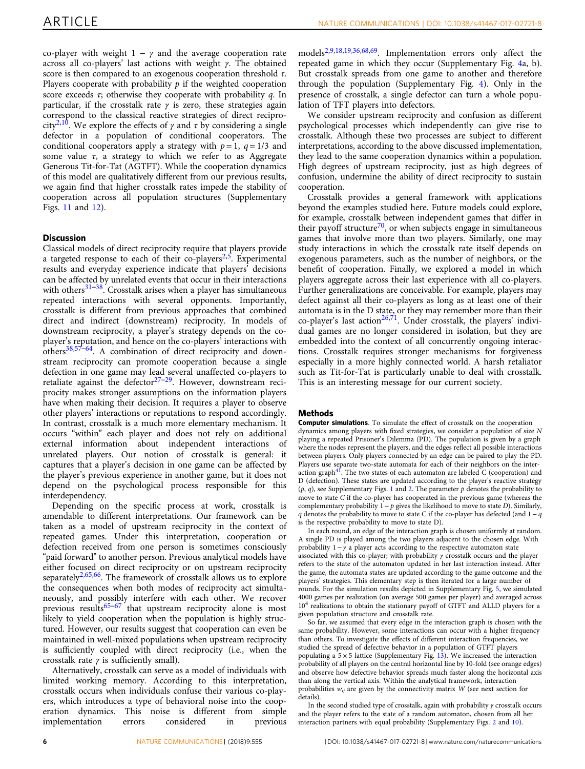co-player with weight $1-\gamma$ and the average cooperation rate across all co-players' last actions with weight $\gamma$. The obtained score is then compared to an exogenous cooperation threshold $\tau$. Players cooperate with probability $p$ if the weighted cooperation score exceeds $\tau$; otherwise they cooperate with probability $q$. In particular, if the crosstalk rate $\gamma$ is zero, these strategies again correspond to the classical reactive strategies of direct reciprocity[2,10]. We explore the effects of $\gamma$ and $\tau$ by considering a single defector in a population of conditional cooperators. The conditional cooperators apply a strategy with $p=1$, $q=1/3$ and some value $\tau$, a strategy to which we refer to as Aggregate Generous Tit-for-Tat (AGTFT). While the cooperation dynamics of this model are qualitatively different from our previous results, we again find that higher crosstalk rates impede the stability of cooperation across all population structures (Supplementary Figs. 11 and 12).

## Discussion

Classical models of direct reciprocity require that players provide a targeted response to each of their co-players[2,5]. Experimental results and everyday experience indicate that players' decisions can be affected by unrelated events that occur in their interactions with others[31–38]. Crosstalk arises when a player has simultaneous repeated interactions with several opponents. Importantly, crosstalk is different from previous approaches that combined direct and indirect (downstream) reciprocity. In models of downstream reciprocity, a player's strategy depends on the co-player's reputation, and hence on the co-players' interactions with others[38,57–64]. A combination of direct reciprocity and downstream reciprocity can promote cooperation because a single defection in one game may lead several unaffected co-players to retaliate against the defector[27–29]. However, downstream reciprocity makes stronger assumptions on the information players have when making their decision. It requires a player to observe other players' interactions or reputations to respond accordingly. In contrast, crosstalk is a much more elementary mechanism. It occurs "within" each player and does not rely on additional external information about independent interactions of unrelated players. Our notion of crosstalk is general: it captures that a player's decision in one game can be affected by the player's previous experience in another game, but it does not depend on the psychological process responsible for this interdependency.

Depending on the specific process at work, crosstalk is amendable to different interpretations. Our framework can be taken as a model of upstream reciprocity in the context of repeated games. Under this interpretation, cooperation or defection received from one person is sometimes consciously "paid forward" to another person. Previous analytical models have either focused on direct reciprocity or on upstream reciprocity separately[2,65,66]. The framework of crosstalk allows us to explore the consequences when both modes of reciprocity act simultaneously, and possibly interfere with each other. We recover previous results[65–67] that upstream reciprocity alone is most likely to yield cooperation when the population is highly structured. However, our results suggest that cooperation can even be maintained in well-mixed populations when upstream reciprocity is sufficiently coupled with direct reciprocity (i.e., when the crosstalk rate $\gamma$ is sufficiently small).

Alternatively, crosstalk can serve as a model of individuals with limited working memory. According to this interpretation, crosstalk occurs when individuals confuse their various co-players, which introduces a type of behavioral noise into the cooperation dynamics. This noise is different from simple implementation errors considered in previous models[2,9,18,19,36,68,69]. Implementation errors only affect the repeated game in which they occur (Supplementary Fig. 4a, b). But crosstalk spreads from one game to another and therefore through the population (Supplementary Fig. 4). Only in the presence of crosstalk, a single defector can turn a whole population of TFT players into defectors.

We consider upstream reciprocity and confusion as different psychological processes which independently can give rise to crosstalk. Although these two processes are subject to different interpretations, according to the above discussed implementation, they lead to the same cooperation dynamics within a population. High degrees of upstream reciprocity, just as high degrees of confusion, undermine the ability of direct reciprocity to sustain cooperation.

Crosstalk provides a general framework with applications beyond the examples studied here. Future models could explore, for example, crosstalk between independent games that differ in their payoff structure[70], or when subjects engage in simultaneous games that involve more than two players. Similarly, one may study interactions in which the crosstalk rate itself depends on exogenous parameters, such as the number of neighbors, or the benefit of cooperation. Finally, we explored a model in which players aggregate across their last experience with all co-players. Further generalizations are conceivable. For example, players may defect against all their co-players as long as at least one of their automata is in the D state, or they may remember more than their co-player's last action[26,71]. Under crosstalk, the players' individual games are no longer considered in isolation, but they are embedded into the context of all concurrently ongoing interactions. Crosstalk requires stronger mechanisms for forgiveness especially in a more highly connected world. A harsh retaliator such as Tit-for-Tat is particularly unable to deal with crosstalk. This is an interesting message for our current society.

## Methods

**Computer simulations**. To simulate the effect of crosstalk on the cooperation dynamics among players with fixed strategies, we consider a population of size $N$ playing a repeated Prisoner's Dilemma (PD). The population is given by a graph where the nodes represent the players, and the edges reflect all possible interactions between players. Only players connected by an edge can be paired to play the PD. Players use separate two-state automata for each of their neighbors on the interaction graph[41]. The two states of each automaton are labeled C (cooperation) and D (defection). These states are updated according to the player's reactive strategy $(p, q)$, see Supplementary Figs. 1 and 2. The parameter $p$ denotes the probability to move to state $C$ if the co-player has cooperated in the previous game (whereas the complementary probability $1-p$ gives the likelihood to move to state $D$). Similarly, $q$ denotes the probability to move to state C if the co-player has defected (and $1-q$ is the respective probability to move to state D).

In each round, an edge of the interaction graph is chosen uniformly at random. A single PD is played among the two players adjacent to the chosen edge. With probability $1-\gamma$ a player acts according to the respective automaton state associated with this co-player; with probability $\gamma$ crosstalk occurs and the player refers to the state of the automaton updated in her last interaction instead. After the game, the automata states are updated according to the game outcome and the players' strategies. This elementary step is then iterated for a large number of rounds. For the simulation results depicted in Supplementary Fig. 5, we simulated 4000 games per realization (on average 500 games per player) and averaged across $10^4$ realizations to obtain the stationary payoff of GTFT and ALLD players for a given population structure and crosstalk rate.

So far, we assumed that every edge in the interaction graph is chosen with the same probability. However, some interactions can occur with a higher frequency than others. To investigate the effects of different interaction frequencies, we studied the spread of defective behavior in a population of GTFT players populating a $5\times 5$ lattice (Supplementary Fig. 13). We increased the interaction probability of all players on the central horizontal line by 10-fold (see orange edges) and observe how defective behavior spreads much faster along the horizontal axis than along the vertical axis. Within the analytical framework, interaction probabilities $w_{ij}$ are given by the connectivity matrix $W$ (see next section for details).

In the second studied type of crosstalk, again with probability $\gamma$ crosstalk occurs and the player refers to the state of a random automaton, chosen from all her interaction partners with equal probability (Supplementary Figs. 2 and 10).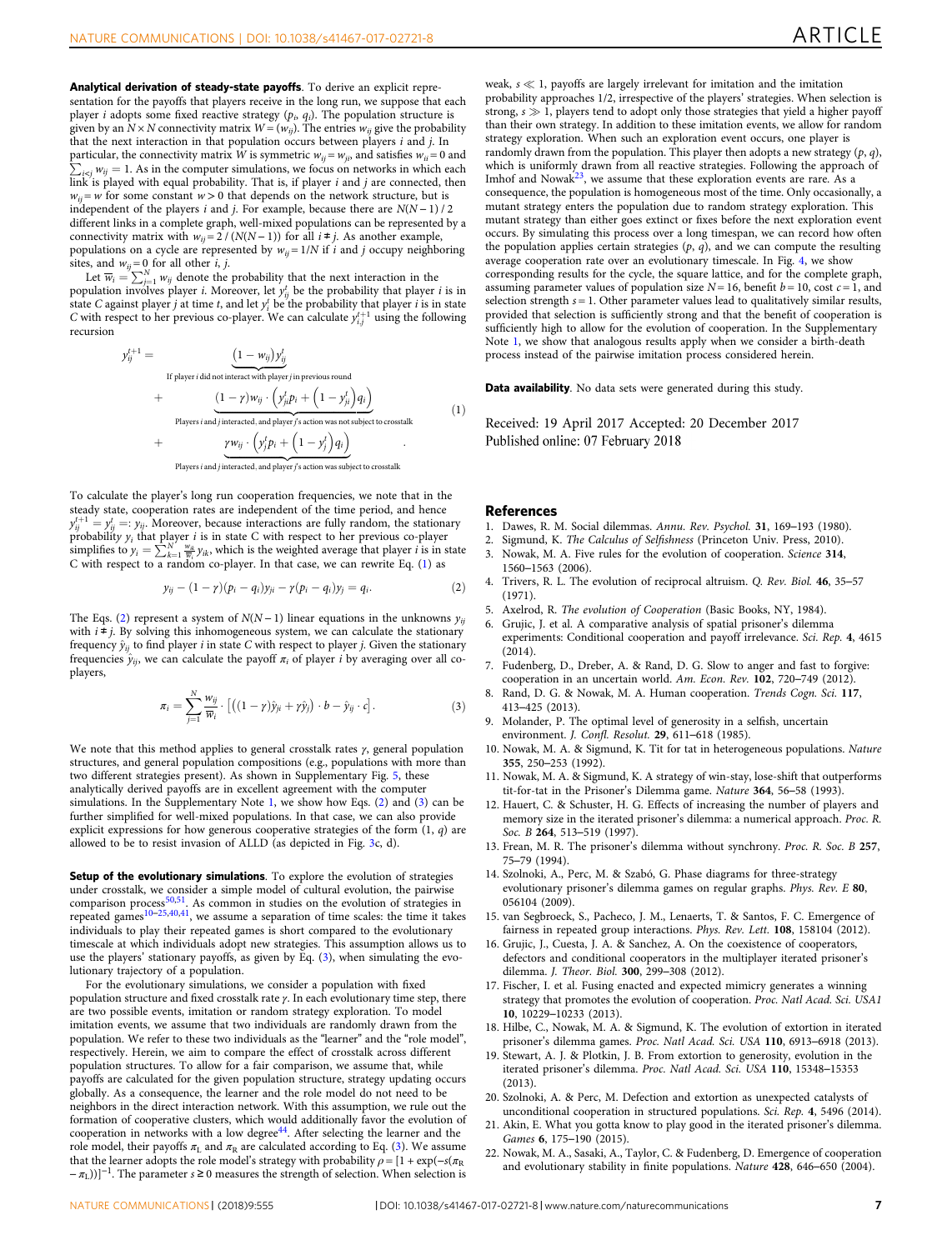**Analytical derivation of steady-state payoffs**. To derive an explicit representation for the payoffs that players receive in the long run, we suppose that each player $i$ adopts some fixed reactive strategy $(p_i, q_i)$. The population structure is given by an $N \times N$ connectivity matrix $W = (w_{ij})$. The entries $w_{ij}$ give the probability that the next interaction in that population occurs between players $i$ and $j$. In particular, the connectivity matrix $W$ is symmetric $w_{ij} = w_{ji}$, and satisfies $w_{ii} = 0$ and $\sum_{i<j} w_{ij} = 1$. As in the computer simulations, we focus on networks in which each link is played with equal probability. That is, if player $i$ and $j$ are connected, then $w_{ij} = w$ for some constant $w > 0$ that depends on the network structure, but is independent of the players $i$ and $j$. For example, because there are $N(N-1)/2$ different links in a complete graph, well-mixed populations can be represented by a connectivity matrix with $w_{ij} = 2/(N(N-1))$ for all $i \neq j$. As another example, populations on a cycle are represented by $w_{ij} = 1/N$ if $i$ and $j$ occupy neighboring sites, and $w_{ij} = 0$ for all other $i, j$.

Let $\overline{w}_i = \sum_{j=1}^{N} w_{ij}$ denote the probability that the next interaction in the population involves player $i$. Moreover, let $y_{ij}^t$ be the probability that player $i$ is in state $C$ against player $j$ at time $t$, and let $y_i^t$ be the probability that player $i$ is in state $C$ with respect to her previous co-player. We can calculate $y_{i,j}^{t+1}$ using the following recursion

$$
\begin{aligned}
y_{ij}^{t+1} = \; & \underbrace{\left(1 - w_{ij}\right) y_{ij}^t}_{\text{If player } i \text{ did not interact with player } j \text{ in previous round}} \\
& + \underbrace{(1-\gamma) w_{ij} \cdot \left( y_{ji}^t p_i + \left(1 - y_{ji}^t\right) q_i \right)}_{\text{Players } i \text{ and } j \text{ interacted, and player } j\text{'s action was not subject to crosstalk}} \\
& + \underbrace{\gamma w_{ij} \cdot \left( y_j^t p_i + \left(1 - y_j^t\right) q_i \right)}_{\text{Players } i \text{ and } j \text{ interacted, and player } j\text{'s action was subject to crosstalk}} .
\end{aligned}
\tag{1}
$$

To calculate the player's long run cooperation frequencies, we note that in the steady state, cooperation rates are independent of the time period, and hence $y_{ij}^{t+1} = y_{ij}^t =: y_{ij}$. Moreover, because interactions are fully random, the stationary probability $y_i$ that player $i$ is in state C with respect to her previous co-player simplifies to $y_i = \sum_{k=1}^{N} \frac{w_{ik}}{\overline{w}_i} y_{ik}$, which is the weighted average that player $i$ is in state C with respect to a random co-player. In that case, we can rewrite Eq. (1) as

$$
y_{ij} - (1-\gamma)(p_i - q_i) y_{ji} - \gamma (p_i - q_i) y_j = q_i. \tag{2}
$$

The Eqs. (2) represent a system of $N(N-1)$ linear equations in the unknowns $y_{ij}$ with $i \neq j$. By solving this inhomogeneous system, we can calculate the stationary frequency $\hat{y}_{ij}$ to find player $i$ in state C with respect to player $j$. Given the stationary frequencies $\hat{y}_{ij}$, we can calculate the payoff $\pi_i$ of player $i$ by averaging over all co-players,

$$
\pi_i = \sum_{j=1}^{N} \frac{w_{ij}}{\overline{w}_i} \cdot \left[ \left( (1-\gamma) \hat{y}_{ji} + \gamma \hat{y}_j \right) \cdot b - \hat{y}_{ij} \cdot c \right]. \tag{3}
$$

We note that this method applies to general crosstalk rates $\gamma$, general population structures, and general population compositions (e.g., populations with more than two different strategies present). As shown in Supplementary Fig. 5, these analytically derived payoffs are in excellent agreement with the computer simulations. In the Supplementary Note 1, we show how Eqs. (2) and (3) can be further simplified for well-mixed populations. In that case, we can also provide explicit expressions for how generous cooperative strategies of the form $(1, q)$ are allowed to be to resist invasion of ALLD (as depicted in Fig. 3c, d).

**Setup of the evolutionary simulations**. To explore the evolution of strategies under crosstalk, we consider a simple model of cultural evolution, the pairwise comparison process[50,51]. As common in studies on the evolution of strategies in repeated games[10–25,40,41], we assume a separation of time scales: the time it takes individuals to play their repeated games is short compared to the evolutionary timescale at which individuals adopt new strategies. This assumption allows us to use the players' stationary payoffs, as given by Eq. (3), when simulating the evolutionary trajectory of a population.

For the evolutionary simulations, we consider a population with fixed population structure and fixed crosstalk rate $\gamma$. In each evolutionary time step, there are two possible events, imitation or random strategy exploration. To model imitation events, we assume that two individuals are randomly drawn from the population. We refer to these two individuals as the "learner" and the "role model", respectively. Herein, we aim to compare the effect of crosstalk across different population structures. To allow for a fair comparison, we assume that, while payoffs are calculated for the given population structure, strategy updating occurs globally. As a consequence, the learner and the role model do not need to be neighbors in the direct interaction network. With this assumption, we rule out the formation of cooperative clusters, which would additionally favor the evolution of cooperation in networks with a low degree[44]. After selecting the learner and the role model, their payoffs $\pi_L$ and $\pi_R$ are calculated according to Eq. (3). We assume that the learner adopts the role model's strategy with probability $\rho = [1 + \exp(-s(\pi_R - \pi_L))]^{-1}$. The parameter $s \geq 0$ measures the strength of selection. When selection is weak, $s \ll 1$, payoffs are largely irrelevant for imitation and the imitation probability approaches 1/2, irrespective of the players' strategies. When selection is strong, $s \gg 1$, players tend to adopt only those strategies that yield a higher payoff than their own strategy. In addition to these imitation events, we allow for random strategy exploration. When such an exploration event occurs, one player is randomly drawn from the population. This player then adopts a new strategy $(p, q)$, which is uniformly drawn from all reactive strategies. Following the approach of Imhof and Nowak[23], we assume that these exploration events are rare. As a consequence, the population is homogeneous most of the time. Only occasionally, a mutant strategy enters the population due to random strategy exploration. This mutant strategy than either goes extinct or fixes before the next exploration event occurs. By simulating this process over a long timespan, we can record how often the population applies certain strategies $(p, q)$, and we can compute the resulting average cooperation rate over an evolutionary timescale. In Fig. 4, we show corresponding results for the cycle, the square lattice, and for the complete graph, assuming parameter values of population size $N = 16$, benefit $b = 10$, cost $c = 1$, and selection strength $s = 1$. Other parameter values lead to qualitatively similar results, provided that selection is sufficiently strong and that the benefit of cooperation is sufficiently high to allow for the evolution of cooperation. In the Supplementary Note 1, we show that analogous results apply when we consider a birth-death process instead of the pairwise imitation process considered herein.

**Data availability**. No data sets were generated during this study.

Received: 19 April 2017 Accepted: 20 December 2017
Published online: 07 February 2018

## References

1. Dawes, R. M. Social dilemmas. *Annu. Rev. Psychol.* **31**, 169–193 (1980).
2. Sigmund, K. *The Calculus of Selfishness* (Princeton Univ. Press, 2010).
3. Nowak, M. A. Five rules for the evolution of cooperation. *Science* **314**, 1560–1563 (2006).
4. Trivers, R. L. The evolution of reciprocal altruism. *Q. Rev. Biol.* **46**, 35–57 (1971).
5. Axelrod, R. *The Evolution of Cooperation* (Basic Books, NY, 1984).
6. Grujic, J. et al. A comparative analysis of spatial prisoner's dilemma experiments: Conditional cooperation and payoff irrelevance. *Sci. Rep.* **4**, 4615 (2014).
7. Fudenberg, D., Dreber, A. & Rand, D. G. Slow to anger and fast to forgive: cooperation in an uncertain world. *Am. Econ. Rev.* **102**, 720–749 (2012).
8. Rand, D. G. & Nowak, M. A. Human cooperation. *Trends Cogn. Sci.* **117**, 413–425 (2013).
9. Molander, P. The optimal level of generosity in a selfish, uncertain environment. *J. Confl. Resolut.* **29**, 611–618 (1985).
10. Nowak, M. A. & Sigmund, K. Tit for tat in heterogeneous populations. *Nature* **355**, 250–253 (1992).
11. Nowak, M. A. & Sigmund, K. A strategy of win-stay, lose-shift that outperforms tit-for-tat in the Prisoner's Dilemma game. *Nature* **364**, 56–58 (1993).
12. Hauert, C. & Schuster, H. G. Effects of increasing the number of players and memory size in the iterated prisoner's dilemma: a numerical approach. *Proc. R. Soc. B* **264**, 513–519 (1997).
13. Frean, M. R. The prisoner's dilemma without synchrony. *Proc. R. Soc. B* **257**, 75–79 (1994).
14. Szolnoki, A., Perc, M. & Szabó, G. Phase diagrams for three-strategy evolutionary prisoner's dilemma games on regular graphs. *Phys. Rev. E* **80**, 056104 (2009).
15. van Segbroeck, S., Pacheco, J. M., Lenaerts, T. & Santos, F. C. Emergence of fairness in repeated group interactions. *Phys. Rev. Lett.* **108**, 158104 (2012).
16. Grujic, J., Cuesta, J. A. & Sanchez, A. On the coexistence of cooperators, defectors and conditional cooperators in the multiplayer iterated prisoner's dilemma. *J. Theor. Biol.* **300**, 299–308 (2012).
17. Fischer, I. et al. Fusing enacted and expected mimicry generates a winning strategy that promotes the evolution of cooperation. *Proc. Natl Acad. Sci. USA1* **10**, 10229–10233 (2013).
18. Hilbe, C., Nowak, M. A. & Sigmund, K. The evolution of extortion in iterated prisoner's dilemma games. *Proc. Natl Acad. Sci. USA* **110**, 6913–6918 (2013).
19. Stewart, A. J. & Plotkin, J. B. From extortion to generosity, evolution in the iterated prisoner's dilemma. *Proc. Natl Acad. Sci. USA* **110**, 15348–15353 (2013).
20. Szolnoki, A. & Perc, M. Defection and extortion as unexpected catalysts of unconditional cooperation in structured populations. *Sci. Rep.* **4**, 5496 (2014).
21. Akin, E. What you gotta know to play good in the iterated prisoner's dilemma. *Games* **6**, 175–190 (2015).
22. Nowak, M. A., Sasaki, A., Taylor, C. & Fudenberg, D. Emergence of cooperation and evolutionary stability in finite populations. *Nature* **428**, 646–650 (2004).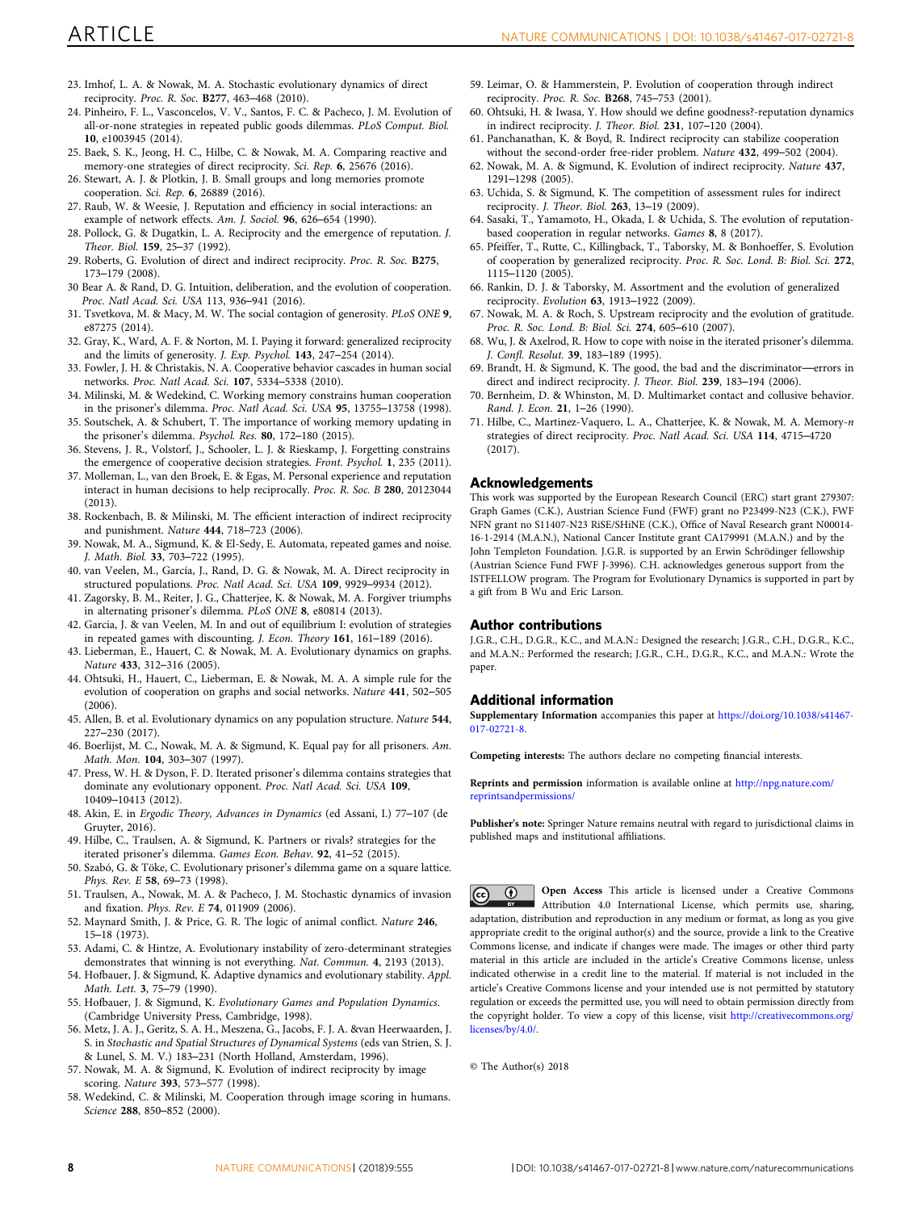23. Imhof, L. A. & Nowak, M. A. Stochastic evolutionary dynamics of direct reciprocity. *Proc. R. Soc.* **B277**, 463–468 (2010).
24. Pinheiro, F. L., Vasconcelos, V. V., Santos, F. C. & Pacheco, J. M. Evolution of all-or-none strategies in repeated public goods dilemmas. *PLoS Comput. Biol.* **10**, e1003945 (2014).
25. Baek, S. K., Jeong, H. C., Hilbe, C. & Nowak, M. A. Comparing reactive and memory-one strategies of direct reciprocity. *Sci. Rep.* **6**, 25676 (2016).
26. Stewart, A. J. & Plotkin, J. B. Small groups and long memories promote cooperation. *Sci. Rep.* **6**, 26889 (2016).
27. Raub, W. & Weesie, J. Reputation and efficiency in social interactions: an example of network effects. *Am. J. Sociol.* **96**, 626–654 (1990).
28. Pollock, G. & Dugatkin, L. A. Reciprocity and the emergence of reputation. *J. Theor. Biol.* **159**, 25–37 (1992).
29. Roberts, G. Evolution of direct and indirect reciprocity. *Proc. R. Soc.* **B275**, 173–179 (2008).
30 Bear A. & Rand, D. G. Intuition, deliberation, and the evolution of cooperation. *Proc. Natl Acad. Sci. USA* 113, 936–941 (2016).
31. Tsvetkova, M. & Macy, M. W. The social contagion of generosity. *PLoS ONE* **9**, e87275 (2014).
32. Gray, K., Ward, A. F. & Norton, M. I. Paying it forward: generalized reciprocity and the limits of generosity. *J. Exp. Psychol.* **143**, 247–254 (2014).
33. Fowler, J. H. & Christakis, N. A. Cooperative behavior cascades in human social networks. *Proc. Natl Acad. Sci.* **107**, 5334–5338 (2010).
34. Milinski, M. & Wedekind, C. Working memory constrains human cooperation in the prisoner's dilemma. *Proc. Natl Acad. Sci. USA* **95**, 13755–13758 (1998).
35. Soutschek, A. & Schubert, T. The importance of working memory updating in the prisoner's dilemma. *Psychol. Res.* **80**, 172–180 (2015).
36. Stevens, J. R., Volstorf, J., Schooler, L. J. & Rieskamp, J. Forgetting constrains the emergence of cooperative decision strategies. *Front. Psychol.* **1**, 235 (2011).
37. Molleman, L., van den Broek, E. & Egas, M. Personal experience and reputation interact in human decisions to help reciprocally. *Proc. R. Soc. B* **280**, 20123044 (2013).
38. Rockenbach, B. & Milinski, M. The efficient interaction of indirect reciprocity and punishment. *Nature* **444**, 718–723 (2006).
39. Nowak, M. A., Sigmund, K. & El-Sedy, E. Automata, repeated games and noise. *J. Math. Biol.* **33**, 703–722 (1995).
40. van Veelen, M., García, J., Rand, D. G. & Nowak, M. A. Direct reciprocity in structured populations. *Proc. Natl Acad. Sci. USA* **109**, 9929–9934 (2012).
41. Zagorsky, B. M., Reiter, J. G., Chatterjee, K. & Nowak, M. A. Forgiver triumphs in alternating prisoner's dilemma. *PLoS ONE* **8**, e80814 (2013).
42. Garcia, J. & van Veelen, M. In and out of equilibrium I: evolution of strategies in repeated games with discounting. *J. Econ. Theory* **161**, 161–189 (2016).
43. Lieberman, E., Hauert, C. & Nowak, M. A. Evolutionary dynamics on graphs. *Nature* **433**, 312–316 (2005).
44. Ohtsuki, H., Hauert, C., Lieberman, E. & Nowak, M. A. A simple rule for the evolution of cooperation on graphs and social networks. *Nature* **441**, 502–505 (2006).
45. Allen, B. et al. Evolutionary dynamics on any population structure. *Nature* **544**, 227–230 (2017).
46. Boerlijst, M. C., Nowak, M. A. & Sigmund, K. Equal pay for all prisoners. *Am. Math. Mon.* **104**, 303–307 (1997).
47. Press, W. H. & Dyson, F. D. Iterated prisoner's dilemma contains strategies that dominate any evolutionary opponent. *Proc. Natl Acad. Sci. USA* **109**, 10409–10413 (2012).
48. Akin, E. in *Ergodic Theory, Advances in Dynamics* (ed Assani, I.) 77–107 (de Gruyter, 2016).
49. Hilbe, C., Traulsen, A. & Sigmund, K. Partners or rivals? strategies for the iterated prisoner's dilemma. *Games Econ. Behav.* **92**, 41–52 (2015).
50. Szabó, G. & Töke, C. Evolutionary prisoner's dilemma game on a square lattice. *Phys. Rev. E* **58**, 69–73 (1998).
51. Traulsen, A., Nowak, M. A. & Pacheco, J. M. Stochastic dynamics of invasion and fixation. *Phys. Rev. E* **74**, 011909 (2006).
52. Maynard Smith, J. & Price, G. R. The logic of animal conflict. *Nature* **246**, 15–18 (1973).
53. Adami, C. & Hintze, A. Evolutionary instability of zero-determinant strategies demonstrates that winning is not everything. *Nat. Commun.* **4**, 2193 (2013).
54. Hofbauer, J. & Sigmund, K. Adaptive dynamics and evolutionary stability. *Appl. Math. Lett.* **3**, 75–79 (1990).
55. Hofbauer, J. & Sigmund, K. *Evolutionary Games and Population Dynamics*. (Cambridge University Press, Cambridge, 1998).
56. Metz, J. A. J., Geritz, S. A. H., Meszena, G., Jacobs, F. J. A. &van Heerwaarden, J. S. in *Stochastic and Spatial Structures of Dynamical Systems* (eds van Strien, S. J. & Lunel, S. M. V.) 183–231 (North Holland, Amsterdam, 1996).
57. Nowak, M. A. & Sigmund, K. Evolution of indirect reciprocity by image scoring. *Nature* **393**, 573–577 (1998).
58. Wedekind, C. & Milinski, M. Cooperation through image scoring in humans. *Science* **288**, 850–852 (2000).
59. Leimar, O. & Hammerstein, P. Evolution of cooperation through indirect reciprocity. *Proc. R. Soc.* **B268**, 745–753 (2001).
60. Ohtsuki, H. & Iwasa, Y. How should we define goodness?-reputation dynamics in indirect reciprocity. *J. Theor. Biol.* **231**, 107–120 (2004).
61. Panchanathan, K. & Boyd, R. Indirect reciprocity can stabilize cooperation without the second-order free-rider problem. *Nature* **432**, 499–502 (2004).
62. Nowak, M. A. & Sigmund, K. Evolution of indirect reciprocity. *Nature* **437**, 1291–1298 (2005).
63. Uchida, S. & Sigmund, K. The competition of assessment rules for indirect reciprocity. *J. Theor. Biol.* **263**, 13–19 (2009).
64. Sasaki, T., Yamamoto, H., Okada, I. & Uchida, S. The evolution of reputation-based cooperation in regular networks. *Games* **8**, 8 (2017).
65. Pfeiffer, T., Rutte, C., Killingback, T., Taborsky, M. & Bonhoeffer, S. Evolution of cooperation by generalized reciprocity. *Proc. R. Soc. Lond. B: Biol. Sci.* **272**, 1115–1120 (2005).
66. Rankin, D. J. & Taborsky, M. Assortment and the evolution of generalized reciprocity. *Evolution* **63**, 1913–1922 (2009).
67. Nowak, M. A. & Roch, S. Upstream reciprocity and the evolution of gratitude. *Proc. R. Soc. Lond. B: Biol. Sci.* **274**, 605–610 (2007).
68. Wu, J. & Axelrod, R. How to cope with noise in the iterated prisoner's dilemma. *J. Confl. Resolut.* **39**, 183–189 (1995).
69. Brandt, H. & Sigmund, K. The good, the bad and the discriminator—errors in direct and indirect reciprocity. *J. Theor. Biol.* **239**, 183–194 (2006).
70. Bernheim, D. & Whinston, M. D. Multimarket contact and collusive behavior. *Rand. J. Econ.* **21**, 1–26 (1990).
71. Hilbe, C., Martinez-Vaquero, L. A., Chatterjee, K. & Nowak, M. A. Memory-*n* strategies of direct reciprocity. *Proc. Natl Acad. Sci. USA* **114**, 4715–4720 (2017).

## Acknowledgements

This work was supported by the European Research Council (ERC) start grant 279307: Graph Games (C.K.), Austrian Science Fund (FWF) grant no P23499-N23 (C.K.), FWF NFN grant no S11407-N23 RiSE/SHiNE (C.K.), Office of Naval Research grant N00014-16-1-2914 (M.A.N.), National Cancer Institute grant CA179991 (M.A.N.) and by the John Templeton Foundation. J.G.R. is supported by an Erwin Schrödinger fellowship (Austrian Science Fund FWF J-3996). C.H. acknowledges generous support from the ISTFELLOW program. The Program for Evolutionary Dynamics is supported in part by a gift from B Wu and Eric Larson.

## Author contributions

J.G.R., C.H., D.G.R., K.C., and M.A.N.: Designed the research; J.G.R., C.H., D.G.R., K.C., and M.A.N.: Performed the research; J.G.R., C.H., D.G.R., K.C., and M.A.N.: Wrote the paper.

## Additional information

**Supplementary Information** accompanies this paper at https://doi.org/10.1038/s41467-017-02721-8.

**Competing interests:** The authors declare no competing financial interests.

**Reprints and permission** information is available online at http://npg.nature.com/reprintsandpermissions/

**Publisher's note:** Springer Nature remains neutral with regard to jurisdictional claims in published maps and institutional affiliations.

**Open Access** This article is licensed under a Creative Commons Attribution 4.0 International License, which permits use, sharing, adaptation, distribution and reproduction in any medium or format, as long as you give appropriate credit to the original author(s) and the source, provide a link to the Creative Commons license, and indicate if changes were made. The images or other third party material in this article are included in the article's Creative Commons license, unless indicated otherwise in a credit line to the material. If material is not included in the article's Creative Commons license and your intended use is not permitted by statutory regulation or exceeds the permitted use, you will need to obtain permission directly from the copyright holder. To view a copy of this license, visit http://creativecommons.org/licenses/by/4.0/.

© The Author(s) 2018